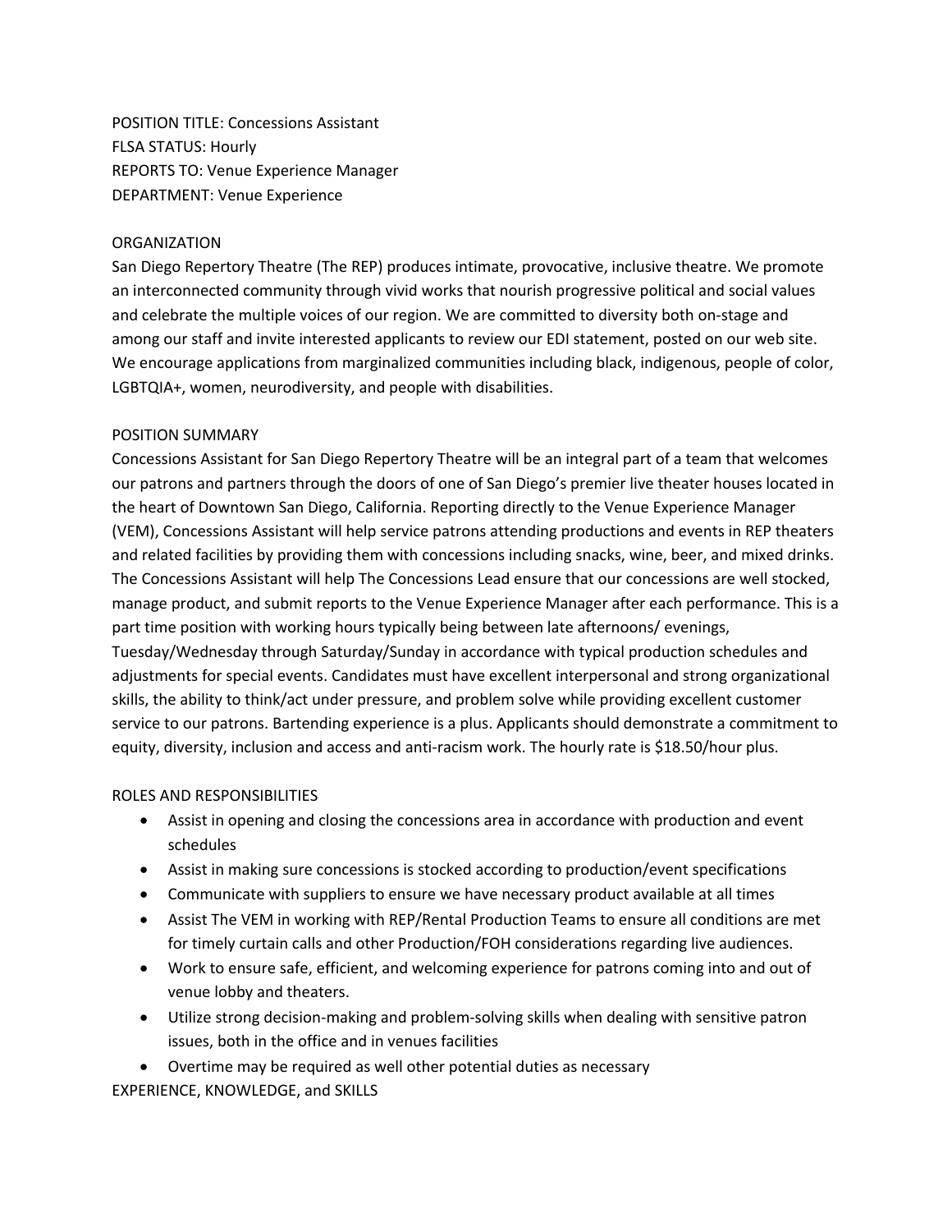POSITION TITLE: Concessions Assistant
FLSA STATUS: Hourly
REPORTS TO: Venue Experience Manager
DEPARTMENT: Venue Experience

## ORGANIZATION

San Diego Repertory Theatre (The REP) produces intimate, provocative, inclusive theatre. We promote an interconnected community through vivid works that nourish progressive political and social values and celebrate the multiple voices of our region. We are committed to diversity both on-stage and among our staff and invite interested applicants to review our EDI statement, posted on our web site. We encourage applications from marginalized communities including black, indigenous, people of color, LGBTQIA+, women, neurodiversity, and people with disabilities.

## POSITION SUMMARY

Concessions Assistant for San Diego Repertory Theatre will be an integral part of a team that welcomes our patrons and partners through the doors of one of San Diego's premier live theater houses located in the heart of Downtown San Diego, California. Reporting directly to the Venue Experience Manager (VEM), Concessions Assistant will help service patrons attending productions and events in REP theaters and related facilities by providing them with concessions including snacks, wine, beer, and mixed drinks. The Concessions Assistant will help The Concessions Lead ensure that our concessions are well stocked, manage product, and submit reports to the Venue Experience Manager after each performance. This is a part time position with working hours typically being between late afternoons/ evenings, Tuesday/Wednesday through Saturday/Sunday in accordance with typical production schedules and adjustments for special events. Candidates must have excellent interpersonal and strong organizational skills, the ability to think/act under pressure, and problem solve while providing excellent customer service to our patrons. Bartending experience is a plus. Applicants should demonstrate a commitment to equity, diversity, inclusion and access and anti-racism work. The hourly rate is $18.50/hour plus.

## ROLES AND RESPONSIBILITIES

- Assist in opening and closing the concessions area in accordance with production and event schedules
- Assist in making sure concessions is stocked according to production/event specifications
- Communicate with suppliers to ensure we have necessary product available at all times
- Assist The VEM in working with REP/Rental Production Teams to ensure all conditions are met for timely curtain calls and other Production/FOH considerations regarding live audiences.
- Work to ensure safe, efficient, and welcoming experience for patrons coming into and out of venue lobby and theaters.
- Utilize strong decision-making and problem-solving skills when dealing with sensitive patron issues, both in the office and in venues facilities
- Overtime may be required as well other potential duties as necessary

## EXPERIENCE, KNOWLEDGE, and SKILLS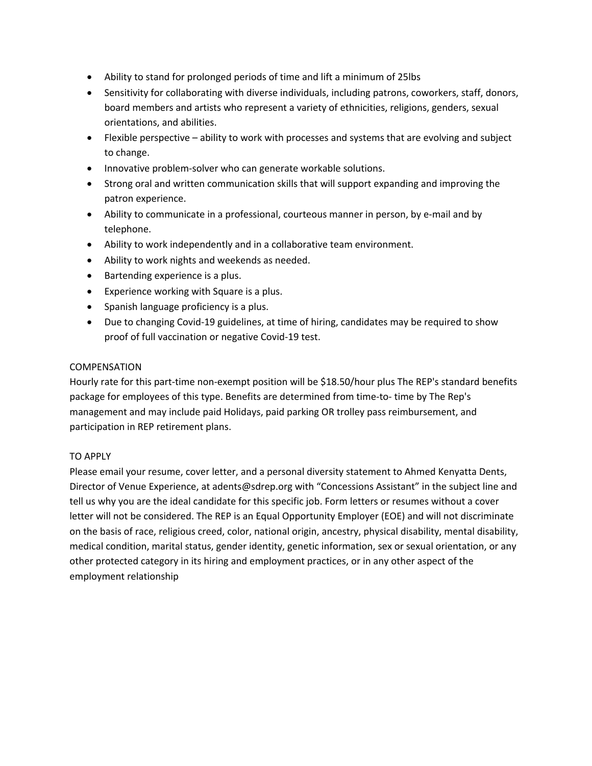- Ability to stand for prolonged periods of time and lift a minimum of 25lbs
- Sensitivity for collaborating with diverse individuals, including patrons, coworkers, staff, donors, board members and artists who represent a variety of ethnicities, religions, genders, sexual orientations, and abilities.
- Flexible perspective – ability to work with processes and systems that are evolving and subject to change.
- Innovative problem-solver who can generate workable solutions.
- Strong oral and written communication skills that will support expanding and improving the patron experience.
- Ability to communicate in a professional, courteous manner in person, by e-mail and by telephone.
- Ability to work independently and in a collaborative team environment.
- Ability to work nights and weekends as needed.
- Bartending experience is a plus.
- Experience working with Square is a plus.
- Spanish language proficiency is a plus.
- Due to changing Covid-19 guidelines, at time of hiring, candidates may be required to show proof of full vaccination or negative Covid-19 test.

COMPENSATION

Hourly rate for this part-time non-exempt position will be $18.50/hour plus The REP's standard benefits package for employees of this type. Benefits are determined from time-to- time by The Rep's management and may include paid Holidays, paid parking OR trolley pass reimbursement, and participation in REP retirement plans.

TO APPLY

Please email your resume, cover letter, and a personal diversity statement to Ahmed Kenyatta Dents, Director of Venue Experience, at adents@sdrep.org with "Concessions Assistant" in the subject line and tell us why you are the ideal candidate for this specific job. Form letters or resumes without a cover letter will not be considered. The REP is an Equal Opportunity Employer (EOE) and will not discriminate on the basis of race, religious creed, color, national origin, ancestry, physical disability, mental disability, medical condition, marital status, gender identity, genetic information, sex or sexual orientation, or any other protected category in its hiring and employment practices, or in any other aspect of the employment relationship